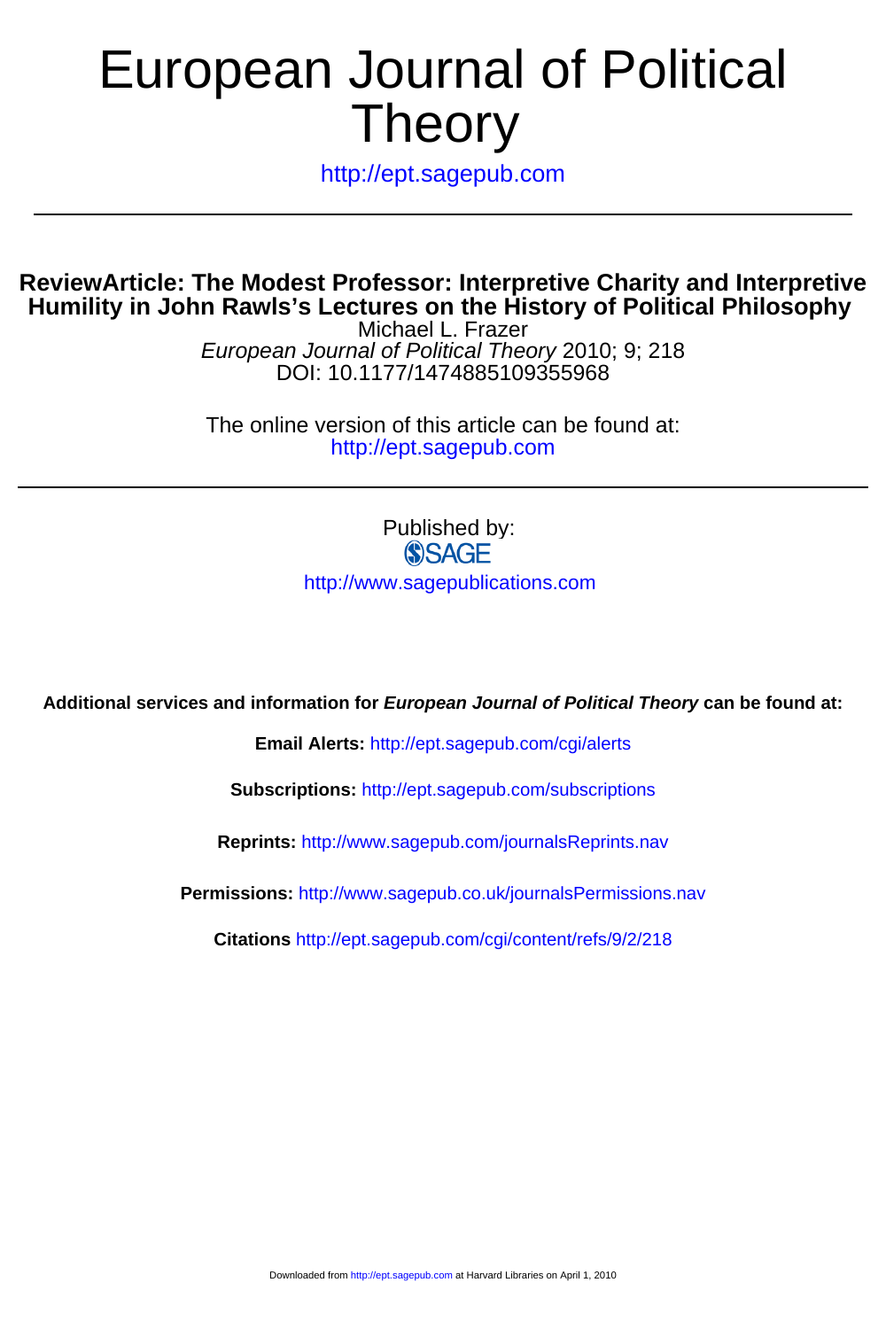# European Journal of Political Theory

http://ept.sagepub.com

## ReviewArticle: The Modest Professor: Interpretive Charity and Interpretive Humility in John Rawls's Lectures on the History of Political Philosophy

Michael L. Frazer
*European Journal of Political Theory* 2010; 9; 218
DOI: 10.1177/1474885109355968

The online version of this article can be found at:
http://ept.sagepub.com

Published by:
SAGE
http://www.sagepublications.com

**Additional services and information for *European Journal of Political Theory* can be found at:**

**Email Alerts:** http://ept.sagepub.com/cgi/alerts

**Subscriptions:** http://ept.sagepub.com/subscriptions

**Reprints:** http://www.sagepub.com/journalsReprints.nav

**Permissions:** http://www.sagepub.co.uk/journalsPermissions.nav

**Citations** http://ept.sagepub.com/cgi/content/refs/9/2/218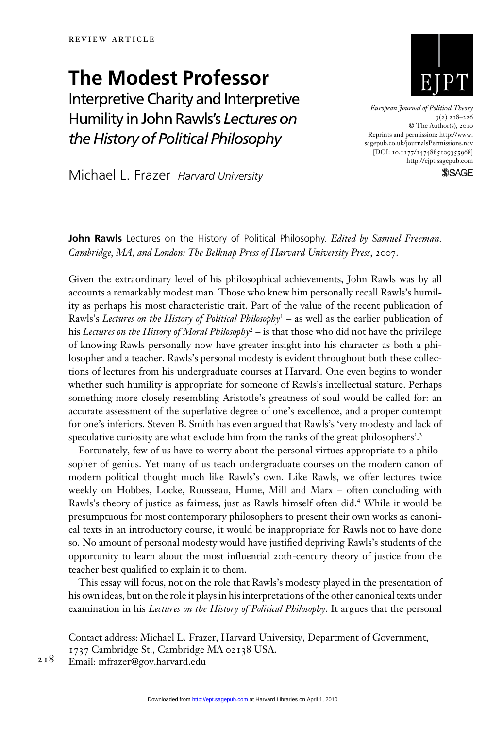REVIEW ARTICLE

# The Modest Professor

## Interpretive Charity and Interpretive Humility in John Rawls's *Lectures on the History of Political Philosophy*

Michael L. Frazer *Harvard University*

**John Rawls** Lectures on the History of Political Philosophy. *Edited by Samuel Freeman. Cambridge, MA, and London: The Belknap Press of Harvard University Press*, 2007.

Given the extraordinary level of his philosophical achievements, John Rawls was by all accounts a remarkably modest man. Those who knew him personally recall Rawls's humility as perhaps his most characteristic trait. Part of the value of the recent publication of Rawls's *Lectures on the History of Political Philosophy*[1] – as well as the earlier publication of his *Lectures on the History of Moral Philosophy*[2] – is that those who did not have the privilege of knowing Rawls personally now have greater insight into his character as both a philosopher and a teacher. Rawls's personal modesty is evident throughout both these collections of lectures from his undergraduate courses at Harvard. One even begins to wonder whether such humility is appropriate for someone of Rawls's intellectual stature. Perhaps something more closely resembling Aristotle's greatness of soul would be called for: an accurate assessment of the superlative degree of one's excellence, and a proper contempt for one's inferiors. Steven B. Smith has even argued that Rawls's 'very modesty and lack of speculative curiosity are what exclude him from the ranks of the great philosophers'.[3]

Fortunately, few of us have to worry about the personal virtues appropriate to a philosopher of genius. Yet many of us teach undergraduate courses on the modern canon of modern political thought much like Rawls's own. Like Rawls, we offer lectures twice weekly on Hobbes, Locke, Rousseau, Hume, Mill and Marx – often concluding with Rawls's theory of justice as fairness, just as Rawls himself often did.[4] While it would be presumptuous for most contemporary philosophers to present their own works as canonical texts in an introductory course, it would be inappropriate for Rawls not to have done so. No amount of personal modesty would have justified depriving Rawls's students of the opportunity to learn about the most influential 20th-century theory of justice from the teacher best qualified to explain it to them.

This essay will focus, not on the role that Rawls's modesty played in the presentation of his own ideas, but on the role it plays in his interpretations of the other canonical texts under examination in his *Lectures on the History of Political Philosophy*. It argues that the personal

Contact address: Michael L. Frazer, Harvard University, Department of Government, 1737 Cambridge St., Cambridge MA 02138 USA.
Email: mfrazer@gov.harvard.edu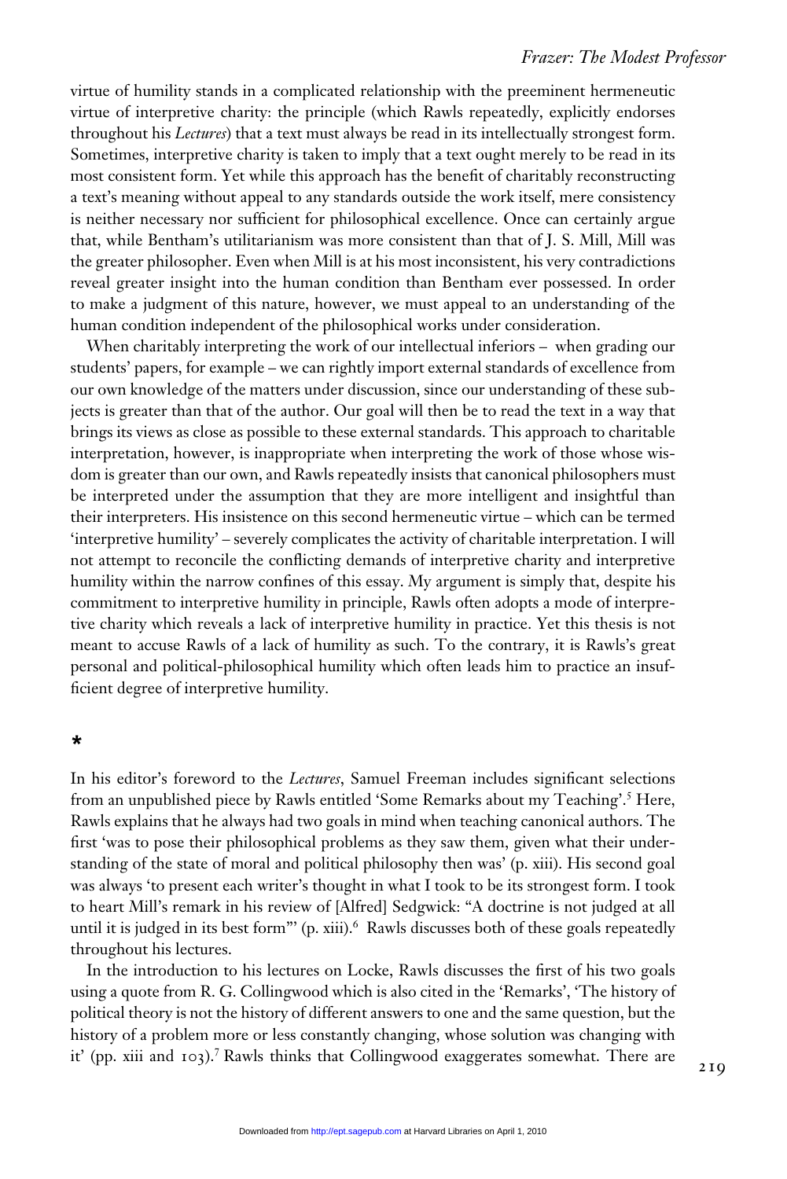virtue of humility stands in a complicated relationship with the preeminent hermeneutic virtue of interpretive charity: the principle (which Rawls repeatedly, explicitly endorses throughout his *Lectures*) that a text must always be read in its intellectually strongest form. Sometimes, interpretive charity is taken to imply that a text ought merely to be read in its most consistent form. Yet while this approach has the benefit of charitably reconstructing a text's meaning without appeal to any standards outside the work itself, mere consistency is neither necessary nor sufficient for philosophical excellence. Once can certainly argue that, while Bentham's utilitarianism was more consistent than that of J. S. Mill, Mill was the greater philosopher. Even when Mill is at his most inconsistent, his very contradictions reveal greater insight into the human condition than Bentham ever possessed. In order to make a judgment of this nature, however, we must appeal to an understanding of the human condition independent of the philosophical works under consideration.

When charitably interpreting the work of our intellectual inferiors – when grading our students' papers, for example – we can rightly import external standards of excellence from our own knowledge of the matters under discussion, since our understanding of these subjects is greater than that of the author. Our goal will then be to read the text in a way that brings its views as close as possible to these external standards. This approach to charitable interpretation, however, is inappropriate when interpreting the work of those whose wisdom is greater than our own, and Rawls repeatedly insists that canonical philosophers must be interpreted under the assumption that they are more intelligent and insightful than their interpreters. His insistence on this second hermeneutic virtue – which can be termed 'interpretive humility' – severely complicates the activity of charitable interpretation. I will not attempt to reconcile the conflicting demands of interpretive charity and interpretive humility within the narrow confines of this essay. My argument is simply that, despite his commitment to interpretive humility in principle, Rawls often adopts a mode of interpretive charity which reveals a lack of interpretive humility in practice. Yet this thesis is not meant to accuse Rawls of a lack of humility as such. To the contrary, it is Rawls's great personal and political-philosophical humility which often leads him to practice an insufficient degree of interpretive humility.

*

In his editor's foreword to the *Lectures*, Samuel Freeman includes significant selections from an unpublished piece by Rawls entitled 'Some Remarks about my Teaching'.[5] Here, Rawls explains that he always had two goals in mind when teaching canonical authors. The first 'was to pose their philosophical problems as they saw them, given what their understanding of the state of moral and political philosophy then was' (p. xiii). His second goal was always 'to present each writer's thought in what I took to be its strongest form. I took to heart Mill's remark in his review of [Alfred] Sedgwick: "A doctrine is not judged at all until it is judged in its best form"' (p. xiii).[6] Rawls discusses both of these goals repeatedly throughout his lectures.

In the introduction to his lectures on Locke, Rawls discusses the first of his two goals using a quote from R. G. Collingwood which is also cited in the 'Remarks', 'The history of political theory is not the history of different answers to one and the same question, but the history of a problem more or less constantly changing, whose solution was changing with it' (pp. xiii and 103).[7] Rawls thinks that Collingwood exaggerates somewhat. There are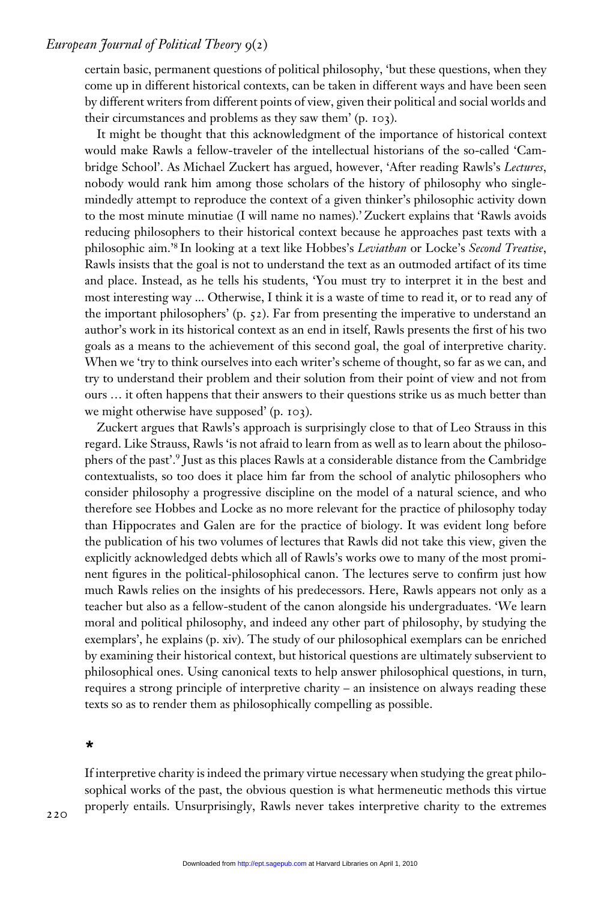certain basic, permanent questions of political philosophy, 'but these questions, when they come up in different historical contexts, can be taken in different ways and have been seen by different writers from different points of view, given their political and social worlds and their circumstances and problems as they saw them' (p. 103).

It might be thought that this acknowledgment of the importance of historical context would make Rawls a fellow-traveler of the intellectual historians of the so-called 'Cambridge School'. As Michael Zuckert has argued, however, 'After reading Rawls's *Lectures*, nobody would rank him among those scholars of the history of philosophy who single-mindedly attempt to reproduce the context of a given thinker's philosophic activity down to the most minute minutiae (I will name no names).' Zuckert explains that 'Rawls avoids reducing philosophers to their historical context because he approaches past texts with a philosophic aim.'[8] In looking at a text like Hobbes's *Leviathan* or Locke's *Second Treatise*, Rawls insists that the goal is not to understand the text as an outmoded artifact of its time and place. Instead, as he tells his students, 'You must try to interpret it in the best and most interesting way ... Otherwise, I think it is a waste of time to read it, or to read any of the important philosophers' (p. 52). Far from presenting the imperative to understand an author's work in its historical context as an end in itself, Rawls presents the first of his two goals as a means to the achievement of this second goal, the goal of interpretive charity. When we 'try to think ourselves into each writer's scheme of thought, so far as we can, and try to understand their problem and their solution from their point of view and not from ours … it often happens that their answers to their questions strike us as much better than we might otherwise have supposed' (p. 103).

Zuckert argues that Rawls's approach is surprisingly close to that of Leo Strauss in this regard. Like Strauss, Rawls 'is not afraid to learn from as well as to learn about the philosophers of the past'.[9] Just as this places Rawls at a considerable distance from the Cambridge contextualists, so too does it place him far from the school of analytic philosophers who consider philosophy a progressive discipline on the model of a natural science, and who therefore see Hobbes and Locke as no more relevant for the practice of philosophy today than Hippocrates and Galen are for the practice of biology. It was evident long before the publication of his two volumes of lectures that Rawls did not take this view, given the explicitly acknowledged debts which all of Rawls's works owe to many of the most prominent figures in the political-philosophical canon. The lectures serve to confirm just how much Rawls relies on the insights of his predecessors. Here, Rawls appears not only as a teacher but also as a fellow-student of the canon alongside his undergraduates. 'We learn moral and political philosophy, and indeed any other part of philosophy, by studying the exemplars', he explains (p. xiv). The study of our philosophical exemplars can be enriched by examining their historical context, but historical questions are ultimately subservient to philosophical ones. Using canonical texts to help answer philosophical questions, in turn, requires a strong principle of interpretive charity – an insistence on always reading these texts so as to render them as philosophically compelling as possible.

*

If interpretive charity is indeed the primary virtue necessary when studying the great philosophical works of the past, the obvious question is what hermeneutic methods this virtue properly entails. Unsurprisingly, Rawls never takes interpretive charity to the extremes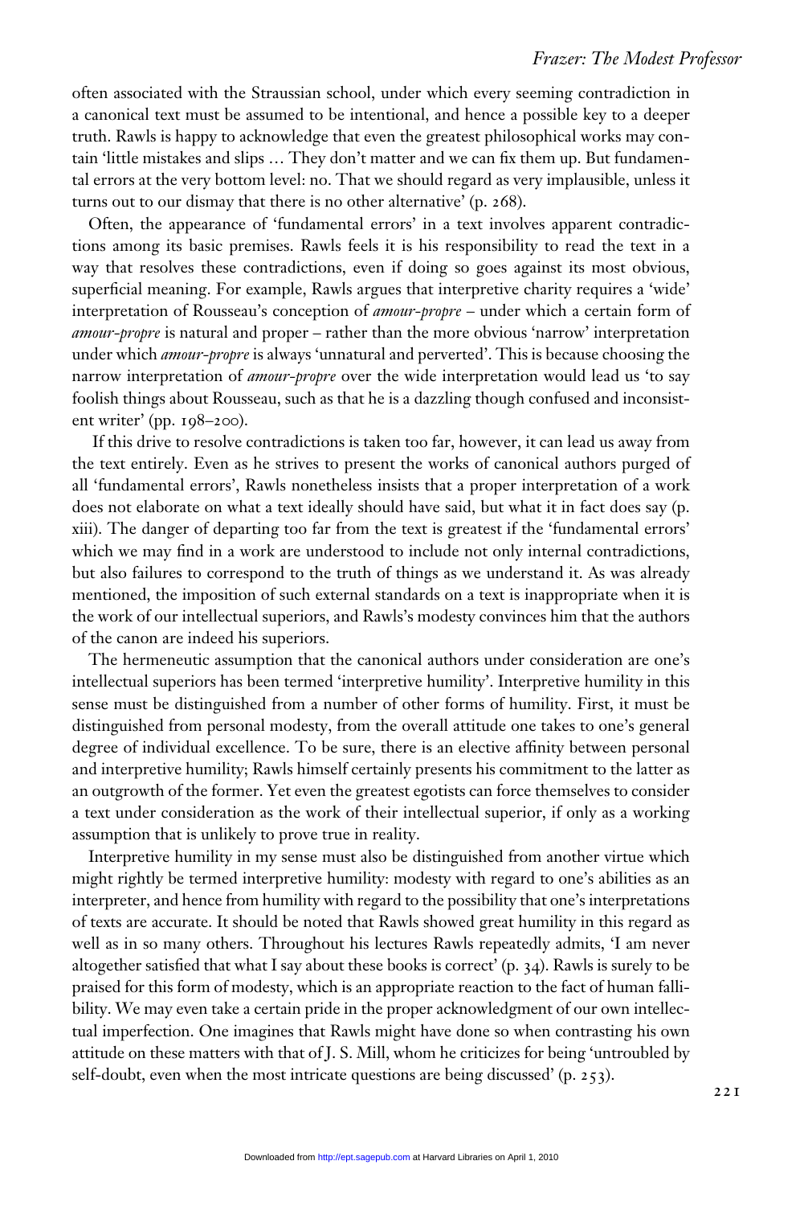often associated with the Straussian school, under which every seeming contradiction in a canonical text must be assumed to be intentional, and hence a possible key to a deeper truth. Rawls is happy to acknowledge that even the greatest philosophical works may contain 'little mistakes and slips … They don't matter and we can fix them up. But fundamental errors at the very bottom level: no. That we should regard as very implausible, unless it turns out to our dismay that there is no other alternative' (p. 268).

Often, the appearance of 'fundamental errors' in a text involves apparent contradictions among its basic premises. Rawls feels it is his responsibility to read the text in a way that resolves these contradictions, even if doing so goes against its most obvious, superficial meaning. For example, Rawls argues that interpretive charity requires a 'wide' interpretation of Rousseau's conception of *amour-propre* – under which a certain form of *amour-propre* is natural and proper – rather than the more obvious 'narrow' interpretation under which *amour-propre* is always 'unnatural and perverted'. This is because choosing the narrow interpretation of *amour-propre* over the wide interpretation would lead us 'to say foolish things about Rousseau, such as that he is a dazzling though confused and inconsistent writer' (pp. 198–200).

If this drive to resolve contradictions is taken too far, however, it can lead us away from the text entirely. Even as he strives to present the works of canonical authors purged of all 'fundamental errors', Rawls nonetheless insists that a proper interpretation of a work does not elaborate on what a text ideally should have said, but what it in fact does say (p. xiii). The danger of departing too far from the text is greatest if the 'fundamental errors' which we may find in a work are understood to include not only internal contradictions, but also failures to correspond to the truth of things as we understand it. As was already mentioned, the imposition of such external standards on a text is inappropriate when it is the work of our intellectual superiors, and Rawls's modesty convinces him that the authors of the canon are indeed his superiors.

The hermeneutic assumption that the canonical authors under consideration are one's intellectual superiors has been termed 'interpretive humility'. Interpretive humility in this sense must be distinguished from a number of other forms of humility. First, it must be distinguished from personal modesty, from the overall attitude one takes to one's general degree of individual excellence. To be sure, there is an elective affinity between personal and interpretive humility; Rawls himself certainly presents his commitment to the latter as an outgrowth of the former. Yet even the greatest egotists can force themselves to consider a text under consideration as the work of their intellectual superior, if only as a working assumption that is unlikely to prove true in reality.

Interpretive humility in my sense must also be distinguished from another virtue which might rightly be termed interpretive humility: modesty with regard to one's abilities as an interpreter, and hence from humility with regard to the possibility that one's interpretations of texts are accurate. It should be noted that Rawls showed great humility in this regard as well as in so many others. Throughout his lectures Rawls repeatedly admits, 'I am never altogether satisfied that what I say about these books is correct' (p. 34). Rawls is surely to be praised for this form of modesty, which is an appropriate reaction to the fact of human fallibility. We may even take a certain pride in the proper acknowledgment of our own intellectual imperfection. One imagines that Rawls might have done so when contrasting his own attitude on these matters with that of J. S. Mill, whom he criticizes for being 'untroubled by self-doubt, even when the most intricate questions are being discussed' (p. 253).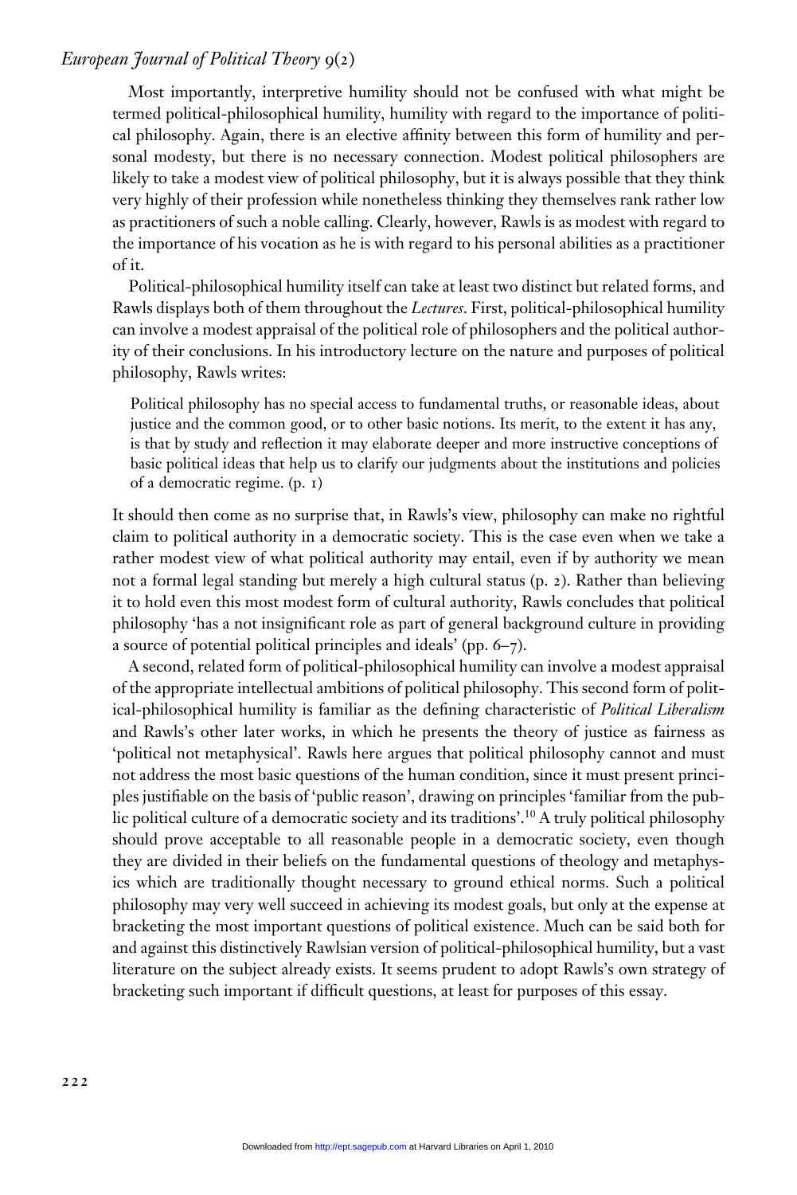Most importantly, interpretive humility should not be confused with what might be termed political-philosophical humility, humility with regard to the importance of political philosophy. Again, there is an elective affinity between this form of humility and personal modesty, but there is no necessary connection. Modest political philosophers are likely to take a modest view of political philosophy, but it is always possible that they think very highly of their profession while nonetheless thinking they themselves rank rather low as practitioners of such a noble calling. Clearly, however, Rawls is as modest with regard to the importance of his vocation as he is with regard to his personal abilities as a practitioner of it.

Political-philosophical humility itself can take at least two distinct but related forms, and Rawls displays both of them throughout the *Lectures*. First, political-philosophical humility can involve a modest appraisal of the political role of philosophers and the political authority of their conclusions. In his introductory lecture on the nature and purposes of political philosophy, Rawls writes:

> Political philosophy has no special access to fundamental truths, or reasonable ideas, about justice and the common good, or to other basic notions. Its merit, to the extent it has any, is that by study and reflection it may elaborate deeper and more instructive conceptions of basic political ideas that help us to clarify our judgments about the institutions and policies of a democratic regime. (p. 1)

It should then come as no surprise that, in Rawls's view, philosophy can make no rightful claim to political authority in a democratic society. This is the case even when we take a rather modest view of what political authority may entail, even if by authority we mean not a formal legal standing but merely a high cultural status (p. 2). Rather than believing it to hold even this most modest form of cultural authority, Rawls concludes that political philosophy 'has a not insignificant role as part of general background culture in providing a source of potential political principles and ideals' (pp. 6–7).

A second, related form of political-philosophical humility can involve a modest appraisal of the appropriate intellectual ambitions of political philosophy. This second form of political-philosophical humility is familiar as the defining characteristic of *Political Liberalism* and Rawls's other later works, in which he presents the theory of justice as fairness as 'political not metaphysical'. Rawls here argues that political philosophy cannot and must not address the most basic questions of the human condition, since it must present principles justifiable on the basis of 'public reason', drawing on principles 'familiar from the public political culture of a democratic society and its traditions'.[10] A truly political philosophy should prove acceptable to all reasonable people in a democratic society, even though they are divided in their beliefs on the fundamental questions of theology and metaphysics which are traditionally thought necessary to ground ethical norms. Such a political philosophy may very well succeed in achieving its modest goals, but only at the expense at bracketing the most important questions of political existence. Much can be said both for and against this distinctively Rawlsian version of political-philosophical humility, but a vast literature on the subject already exists. It seems prudent to adopt Rawls's own strategy of bracketing such important if difficult questions, at least for purposes of this essay.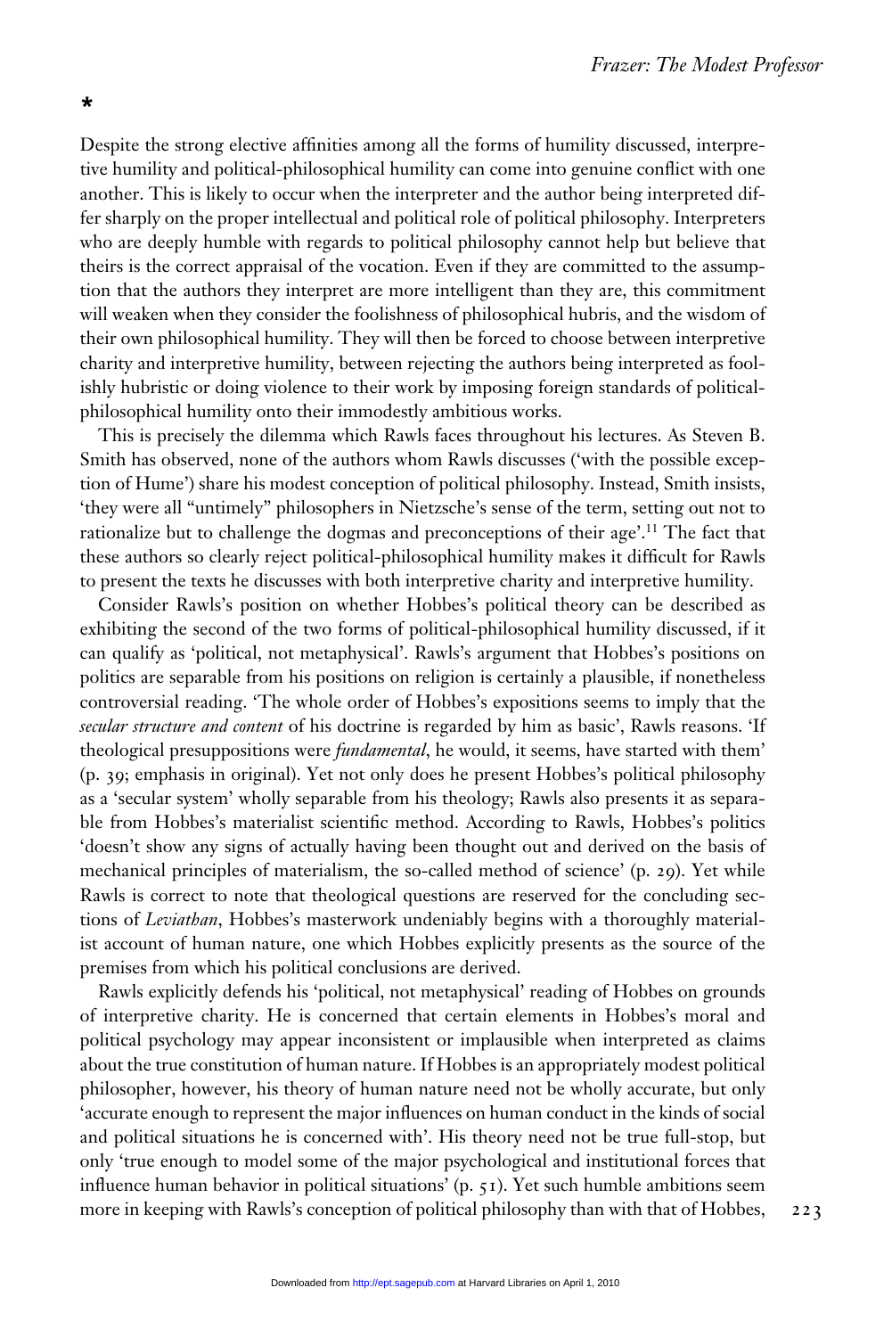*

Despite the strong elective affinities among all the forms of humility discussed, interpretive humility and political-philosophical humility can come into genuine conflict with one another. This is likely to occur when the interpreter and the author being interpreted differ sharply on the proper intellectual and political role of political philosophy. Interpreters who are deeply humble with regards to political philosophy cannot help but believe that theirs is the correct appraisal of the vocation. Even if they are committed to the assumption that the authors they interpret are more intelligent than they are, this commitment will weaken when they consider the foolishness of philosophical hubris, and the wisdom of their own philosophical humility. They will then be forced to choose between interpretive charity and interpretive humility, between rejecting the authors being interpreted as foolishly hubristic or doing violence to their work by imposing foreign standards of political-philosophical humility onto their immodestly ambitious works.

This is precisely the dilemma which Rawls faces throughout his lectures. As Steven B. Smith has observed, none of the authors whom Rawls discusses ('with the possible exception of Hume') share his modest conception of political philosophy. Instead, Smith insists, 'they were all "untimely" philosophers in Nietzsche's sense of the term, setting out not to rationalize but to challenge the dogmas and preconceptions of their age'.[11] The fact that these authors so clearly reject political-philosophical humility makes it difficult for Rawls to present the texts he discusses with both interpretive charity and interpretive humility.

Consider Rawls's position on whether Hobbes's political theory can be described as exhibiting the second of the two forms of political-philosophical humility discussed, if it can qualify as 'political, not metaphysical'. Rawls's argument that Hobbes's positions on politics are separable from his positions on religion is certainly a plausible, if nonetheless controversial reading. 'The whole order of Hobbes's expositions seems to imply that the *secular structure and content* of his doctrine is regarded by him as basic', Rawls reasons. 'If theological presuppositions were *fundamental*, he would, it seems, have started with them' (p. 39; emphasis in original). Yet not only does he present Hobbes's political philosophy as a 'secular system' wholly separable from his theology; Rawls also presents it as separable from Hobbes's materialist scientific method. According to Rawls, Hobbes's politics 'doesn't show any signs of actually having been thought out and derived on the basis of mechanical principles of materialism, the so-called method of science' (p. 29). Yet while Rawls is correct to note that theological questions are reserved for the concluding sections of *Leviathan*, Hobbes's masterwork undeniably begins with a thoroughly materialist account of human nature, one which Hobbes explicitly presents as the source of the premises from which his political conclusions are derived.

Rawls explicitly defends his 'political, not metaphysical' reading of Hobbes on grounds of interpretive charity. He is concerned that certain elements in Hobbes's moral and political psychology may appear inconsistent or implausible when interpreted as claims about the true constitution of human nature. If Hobbes is an appropriately modest political philosopher, however, his theory of human nature need not be wholly accurate, but only 'accurate enough to represent the major influences on human conduct in the kinds of social and political situations he is concerned with'. His theory need not be true full-stop, but only 'true enough to model some of the major psychological and institutional forces that influence human behavior in political situations' (p. 51). Yet such humble ambitions seem more in keeping with Rawls's conception of political philosophy than with that of Hobbes,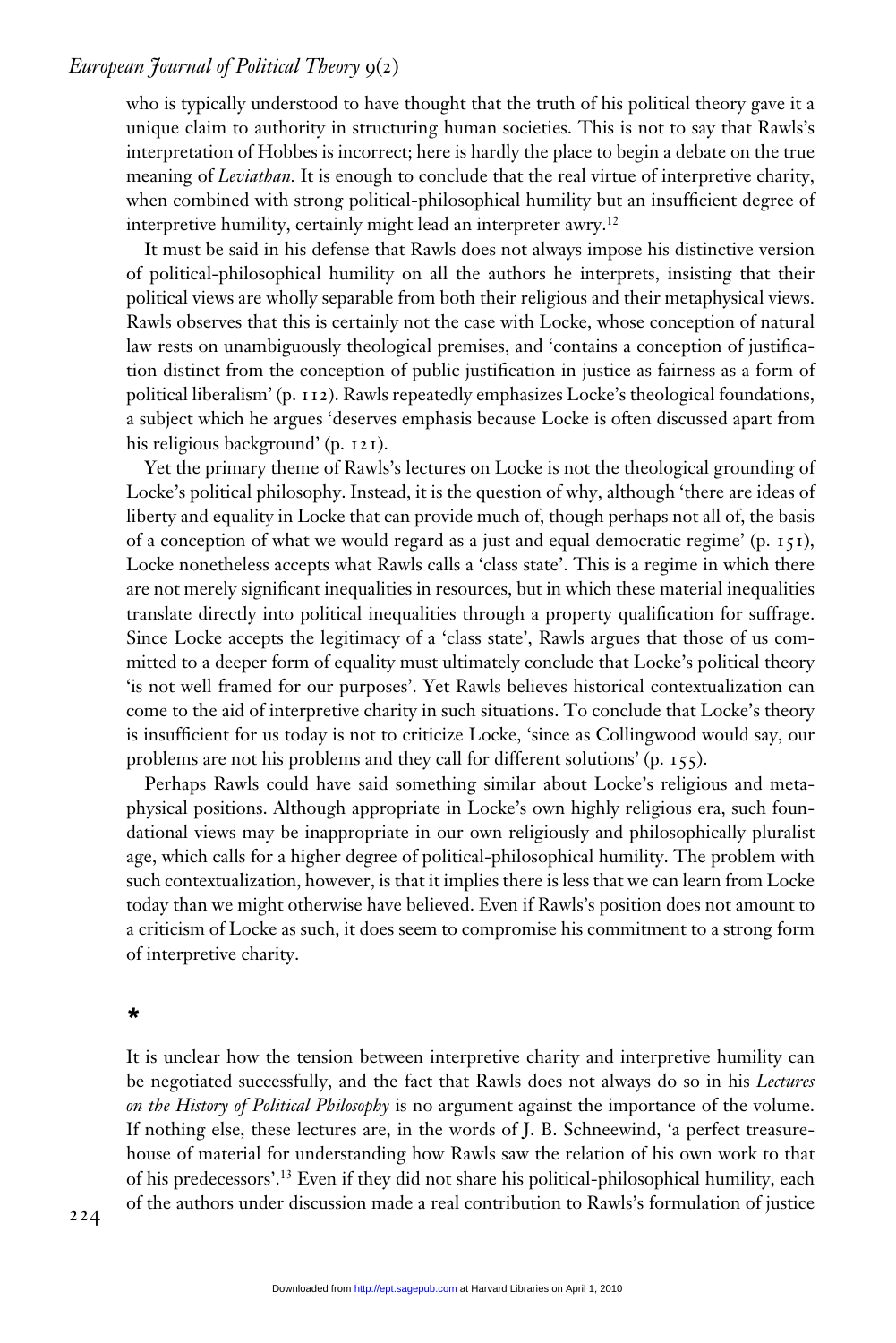who is typically understood to have thought that the truth of his political theory gave it a unique claim to authority in structuring human societies. This is not to say that Rawls's interpretation of Hobbes is incorrect; here is hardly the place to begin a debate on the true meaning of *Leviathan.* It is enough to conclude that the real virtue of interpretive charity, when combined with strong political-philosophical humility but an insufficient degree of interpretive humility, certainly might lead an interpreter awry.[12]

It must be said in his defense that Rawls does not always impose his distinctive version of political-philosophical humility on all the authors he interprets, insisting that their political views are wholly separable from both their religious and their metaphysical views. Rawls observes that this is certainly not the case with Locke, whose conception of natural law rests on unambiguously theological premises, and 'contains a conception of justification distinct from the conception of public justification in justice as fairness as a form of political liberalism' (p. 112). Rawls repeatedly emphasizes Locke's theological foundations, a subject which he argues 'deserves emphasis because Locke is often discussed apart from his religious background' (p. 121).

Yet the primary theme of Rawls's lectures on Locke is not the theological grounding of Locke's political philosophy. Instead, it is the question of why, although 'there are ideas of liberty and equality in Locke that can provide much of, though perhaps not all of, the basis of a conception of what we would regard as a just and equal democratic regime' (p. 151), Locke nonetheless accepts what Rawls calls a 'class state'. This is a regime in which there are not merely significant inequalities in resources, but in which these material inequalities translate directly into political inequalities through a property qualification for suffrage. Since Locke accepts the legitimacy of a 'class state', Rawls argues that those of us committed to a deeper form of equality must ultimately conclude that Locke's political theory 'is not well framed for our purposes'. Yet Rawls believes historical contextualization can come to the aid of interpretive charity in such situations. To conclude that Locke's theory is insufficient for us today is not to criticize Locke, 'since as Collingwood would say, our problems are not his problems and they call for different solutions' (p. 155).

Perhaps Rawls could have said something similar about Locke's religious and metaphysical positions. Although appropriate in Locke's own highly religious era, such foundational views may be inappropriate in our own religiously and philosophically pluralist age, which calls for a higher degree of political-philosophical humility. The problem with such contextualization, however, is that it implies there is less that we can learn from Locke today than we might otherwise have believed. Even if Rawls's position does not amount to a criticism of Locke as such, it does seem to compromise his commitment to a strong form of interpretive charity.

*

It is unclear how the tension between interpretive charity and interpretive humility can be negotiated successfully, and the fact that Rawls does not always do so in his *Lectures on the History of Political Philosophy* is no argument against the importance of the volume. If nothing else, these lectures are, in the words of J. B. Schneewind, 'a perfect treasure-house of material for understanding how Rawls saw the relation of his own work to that of his predecessors'.[13] Even if they did not share his political-philosophical humility, each of the authors under discussion made a real contribution to Rawls's formulation of justice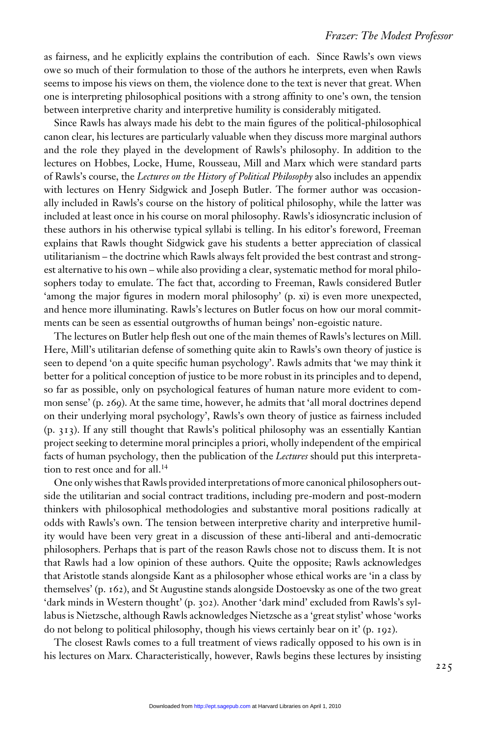as fairness, and he explicitly explains the contribution of each. Since Rawls's own views owe so much of their formulation to those of the authors he interprets, even when Rawls seems to impose his views on them, the violence done to the text is never that great. When one is interpreting philosophical positions with a strong affinity to one's own, the tension between interpretive charity and interpretive humility is considerably mitigated.

Since Rawls has always made his debt to the main figures of the political-philosophical canon clear, his lectures are particularly valuable when they discuss more marginal authors and the role they played in the development of Rawls's philosophy. In addition to the lectures on Hobbes, Locke, Hume, Rousseau, Mill and Marx which were standard parts of Rawls's course, the *Lectures on the History of Political Philosophy* also includes an appendix with lectures on Henry Sidgwick and Joseph Butler. The former author was occasionally included in Rawls's course on the history of political philosophy, while the latter was included at least once in his course on moral philosophy. Rawls's idiosyncratic inclusion of these authors in his otherwise typical syllabi is telling. In his editor's foreword, Freeman explains that Rawls thought Sidgwick gave his students a better appreciation of classical utilitarianism – the doctrine which Rawls always felt provided the best contrast and strongest alternative to his own – while also providing a clear, systematic method for moral philosophers today to emulate. The fact that, according to Freeman, Rawls considered Butler 'among the major figures in modern moral philosophy' (p. xi) is even more unexpected, and hence more illuminating. Rawls's lectures on Butler focus on how our moral commitments can be seen as essential outgrowths of human beings' non-egoistic nature.

The lectures on Butler help flesh out one of the main themes of Rawls's lectures on Mill. Here, Mill's utilitarian defense of something quite akin to Rawls's own theory of justice is seen to depend 'on a quite specific human psychology'. Rawls admits that 'we may think it better for a political conception of justice to be more robust in its principles and to depend, so far as possible, only on psychological features of human nature more evident to common sense' (p. 269). At the same time, however, he admits that 'all moral doctrines depend on their underlying moral psychology', Rawls's own theory of justice as fairness included (p. 313). If any still thought that Rawls's political philosophy was an essentially Kantian project seeking to determine moral principles a priori, wholly independent of the empirical facts of human psychology, then the publication of the *Lectures* should put this interpretation to rest once and for all.[14]

One only wishes that Rawls provided interpretations of more canonical philosophers outside the utilitarian and social contract traditions, including pre-modern and post-modern thinkers with philosophical methodologies and substantive moral positions radically at odds with Rawls's own. The tension between interpretive charity and interpretive humility would have been very great in a discussion of these anti-liberal and anti-democratic philosophers. Perhaps that is part of the reason Rawls chose not to discuss them. It is not that Rawls had a low opinion of these authors. Quite the opposite; Rawls acknowledges that Aristotle stands alongside Kant as a philosopher whose ethical works are 'in a class by themselves' (p. 162), and St Augustine stands alongside Dostoevsky as one of the two great 'dark minds in Western thought' (p. 302). Another 'dark mind' excluded from Rawls's syllabus is Nietzsche, although Rawls acknowledges Nietzsche as a 'great stylist' whose 'works do not belong to political philosophy, though his views certainly bear on it' (p. 192).

The closest Rawls comes to a full treatment of views radically opposed to his own is in his lectures on Marx. Characteristically, however, Rawls begins these lectures by insisting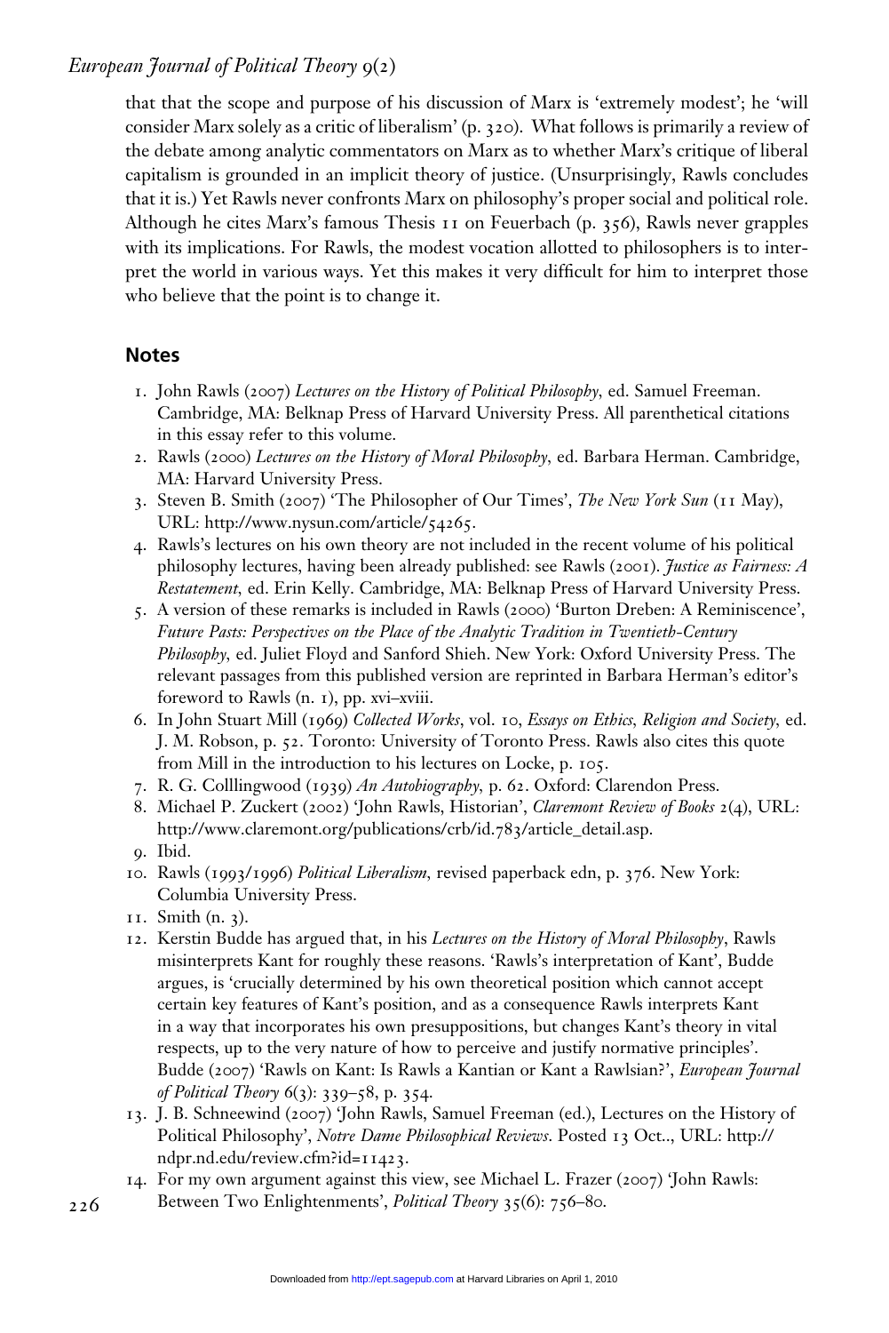that that the scope and purpose of his discussion of Marx is 'extremely modest'; he 'will consider Marx solely as a critic of liberalism' (p. 320). What follows is primarily a review of the debate among analytic commentators on Marx as to whether Marx's critique of liberal capitalism is grounded in an implicit theory of justice. (Unsurprisingly, Rawls concludes that it is.) Yet Rawls never confronts Marx on philosophy's proper social and political role. Although he cites Marx's famous Thesis 11 on Feuerbach (p. 356), Rawls never grapples with its implications. For Rawls, the modest vocation allotted to philosophers is to interpret the world in various ways. Yet this makes it very difficult for him to interpret those who believe that the point is to change it.

## Notes

1. John Rawls (2007) *Lectures on the History of Political Philosophy*, ed. Samuel Freeman. Cambridge, MA: Belknap Press of Harvard University Press. All parenthetical citations in this essay refer to this volume.
2. Rawls (2000) *Lectures on the History of Moral Philosophy*, ed. Barbara Herman. Cambridge, MA: Harvard University Press.
3. Steven B. Smith (2007) 'The Philosopher of Our Times', *The New York Sun* (11 May), URL: http://www.nysun.com/article/54265.
4. Rawls's lectures on his own theory are not included in the recent volume of his political philosophy lectures, having been already published: see Rawls (2001). *Justice as Fairness: A Restatement*, ed. Erin Kelly. Cambridge, MA: Belknap Press of Harvard University Press.
5. A version of these remarks is included in Rawls (2000) 'Burton Dreben: A Reminiscence', *Future Pasts: Perspectives on the Place of the Analytic Tradition in Twentieth-Century Philosophy*, ed. Juliet Floyd and Sanford Shieh. New York: Oxford University Press. The relevant passages from this published version are reprinted in Barbara Herman's editor's foreword to Rawls (n. 1), pp. xvi–xviii.
6. In John Stuart Mill (1969) *Collected Works*, vol. 10, *Essays on Ethics, Religion and Society*, ed. J. M. Robson, p. 52. Toronto: University of Toronto Press. Rawls also cites this quote from Mill in the introduction to his lectures on Locke, p. 105.
7. R. G. Colllingwood (1939) *An Autobiography*, p. 62. Oxford: Clarendon Press.
8. Michael P. Zuckert (2002) 'John Rawls, Historian', *Claremont Review of Books* 2(4), URL: http://www.claremont.org/publications/crb/id.783/article_detail.asp.
9. Ibid.
10. Rawls (1993/1996) *Political Liberalism*, revised paperback edn, p. 376. New York: Columbia University Press.
11. Smith (n. 3).
12. Kerstin Budde has argued that, in his *Lectures on the History of Moral Philosophy*, Rawls misinterprets Kant for roughly these reasons. 'Rawls's interpretation of Kant', Budde argues, is 'crucially determined by his own theoretical position which cannot accept certain key features of Kant's position, and as a consequence Rawls interprets Kant in a way that incorporates his own presuppositions, but changes Kant's theory in vital respects, up to the very nature of how to perceive and justify normative principles'. Budde (2007) 'Rawls on Kant: Is Rawls a Kantian or Kant a Rawlsian?', *European Journal of Political Theory* 6(3): 339–58, p. 354.
13. J. B. Schneewind (2007) 'John Rawls, Samuel Freeman (ed.), Lectures on the History of Political Philosophy', *Notre Dame Philosophical Reviews*. Posted 13 Oct.., URL: http://ndpr.nd.edu/review.cfm?id=11423.
14. For my own argument against this view, see Michael L. Frazer (2007) 'John Rawls: Between Two Enlightenments', *Political Theory* 35(6): 756–80.